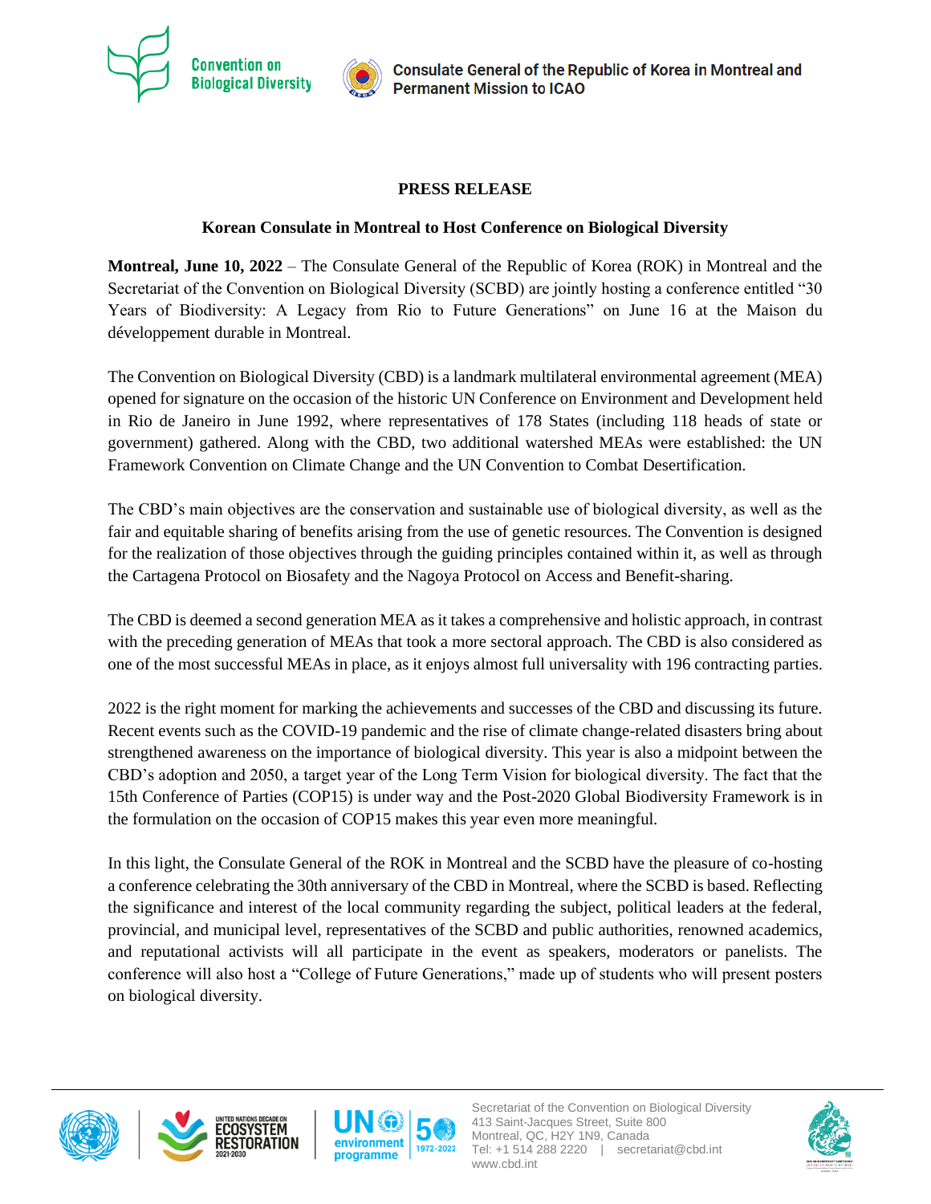Convention on Biological Diversity

Consulate General of the Republic of Korea in Montreal and Permanent Mission to ICAO

**PRESS RELEASE**

**Korean Consulate in Montreal to Host Conference on Biological Diversity**

**Montreal, June 10, 2022** – The Consulate General of the Republic of Korea (ROK) in Montreal and the Secretariat of the Convention on Biological Diversity (SCBD) are jointly hosting a conference entitled "30 Years of Biodiversity: A Legacy from Rio to Future Generations" on June 16 at the Maison du développement durable in Montreal.

The Convention on Biological Diversity (CBD) is a landmark multilateral environmental agreement (MEA) opened for signature on the occasion of the historic UN Conference on Environment and Development held in Rio de Janeiro in June 1992, where representatives of 178 States (including 118 heads of state or government) gathered. Along with the CBD, two additional watershed MEAs were established: the UN Framework Convention on Climate Change and the UN Convention to Combat Desertification.

The CBD's main objectives are the conservation and sustainable use of biological diversity, as well as the fair and equitable sharing of benefits arising from the use of genetic resources. The Convention is designed for the realization of those objectives through the guiding principles contained within it, as well as through the Cartagena Protocol on Biosafety and the Nagoya Protocol on Access and Benefit-sharing.

The CBD is deemed a second generation MEA as it takes a comprehensive and holistic approach, in contrast with the preceding generation of MEAs that took a more sectoral approach. The CBD is also considered as one of the most successful MEAs in place, as it enjoys almost full universality with 196 contracting parties.

2022 is the right moment for marking the achievements and successes of the CBD and discussing its future. Recent events such as the COVID-19 pandemic and the rise of climate change-related disasters bring about strengthened awareness on the importance of biological diversity. This year is also a midpoint between the CBD's adoption and 2050, a target year of the Long Term Vision for biological diversity. The fact that the 15th Conference of Parties (COP15) is under way and the Post-2020 Global Biodiversity Framework is in the formulation on the occasion of COP15 makes this year even more meaningful.

In this light, the Consulate General of the ROK in Montreal and the SCBD have the pleasure of co-hosting a conference celebrating the 30th anniversary of the CBD in Montreal, where the SCBD is based. Reflecting the significance and interest of the local community regarding the subject, political leaders at the federal, provincial, and municipal level, representatives of the SCBD and public authorities, renowned academics, and reputational activists will all participate in the event as speakers, moderators or panelists. The conference will also host a "College of Future Generations," made up of students who will present posters on biological diversity.

Secretariat of the Convention on Biological Diversity
413 Saint-Jacques Street, Suite 800
Montreal, QC, H2Y 1N9, Canada
Tel: +1 514 288 2220 | secretariat@cbd.int
www.cbd.int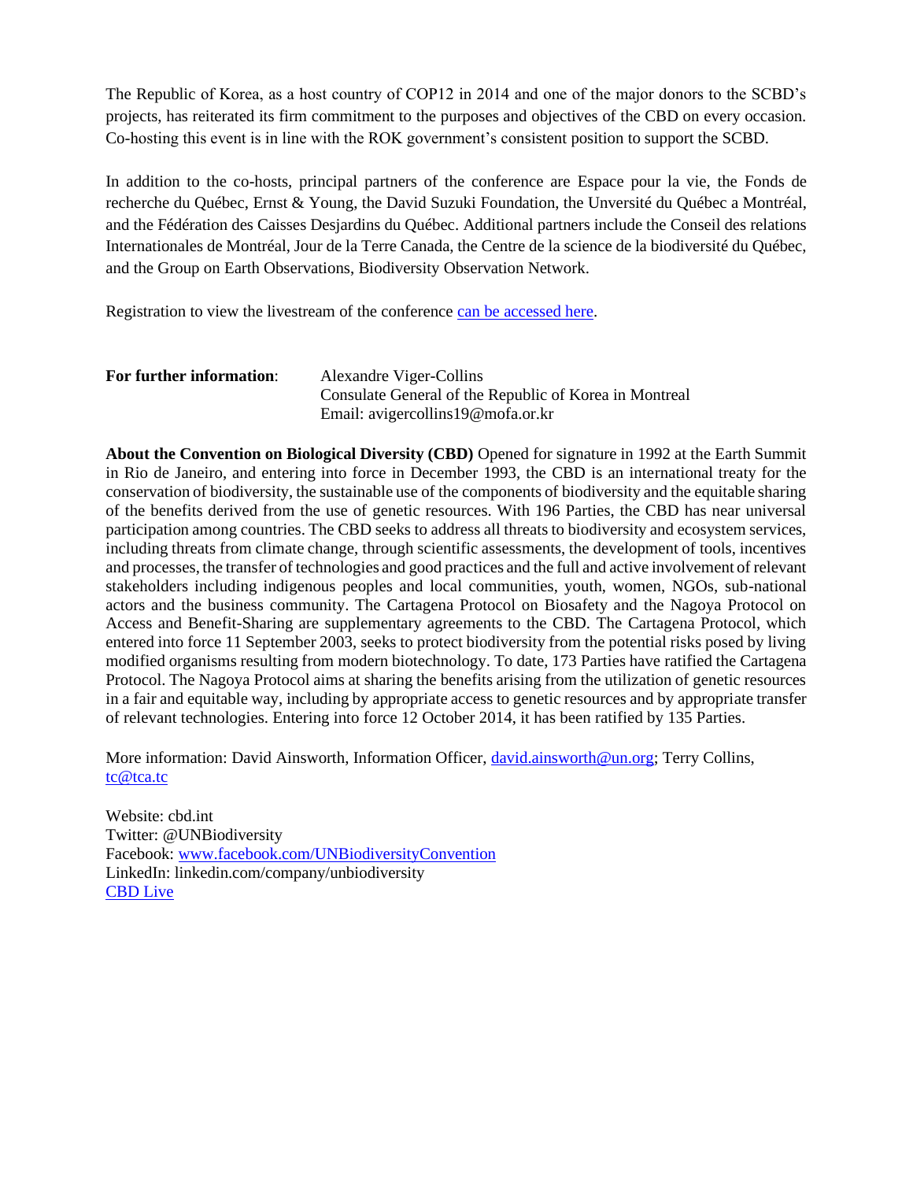The Republic of Korea, as a host country of COP12 in 2014 and one of the major donors to the SCBD's projects, has reiterated its firm commitment to the purposes and objectives of the CBD on every occasion. Co-hosting this event is in line with the ROK government's consistent position to support the SCBD.

In addition to the co-hosts, principal partners of the conference are Espace pour la vie, the Fonds de recherche du Québec, Ernst & Young, the David Suzuki Foundation, the Unversité du Québec a Montréal, and the Fédération des Caisses Desjardins du Québec. Additional partners include the Conseil des relations Internationales de Montréal, Jour de la Terre Canada, the Centre de la science de la biodiversité du Québec, and the Group on Earth Observations, Biodiversity Observation Network.

Registration to view the livestream of the conference can be accessed here.

**For further information**: Alexandre Viger-Collins
Consulate General of the Republic of Korea in Montreal
Email: avigercollins19@mofa.or.kr

**About the Convention on Biological Diversity (CBD)** Opened for signature in 1992 at the Earth Summit in Rio de Janeiro, and entering into force in December 1993, the CBD is an international treaty for the conservation of biodiversity, the sustainable use of the components of biodiversity and the equitable sharing of the benefits derived from the use of genetic resources. With 196 Parties, the CBD has near universal participation among countries. The CBD seeks to address all threats to biodiversity and ecosystem services, including threats from climate change, through scientific assessments, the development of tools, incentives and processes, the transfer of technologies and good practices and the full and active involvement of relevant stakeholders including indigenous peoples and local communities, youth, women, NGOs, sub-national actors and the business community. The Cartagena Protocol on Biosafety and the Nagoya Protocol on Access and Benefit-Sharing are supplementary agreements to the CBD. The Cartagena Protocol, which entered into force 11 September 2003, seeks to protect biodiversity from the potential risks posed by living modified organisms resulting from modern biotechnology. To date, 173 Parties have ratified the Cartagena Protocol. The Nagoya Protocol aims at sharing the benefits arising from the utilization of genetic resources in a fair and equitable way, including by appropriate access to genetic resources and by appropriate transfer of relevant technologies. Entering into force 12 October 2014, it has been ratified by 135 Parties.

More information: David Ainsworth, Information Officer, david.ainsworth@un.org; Terry Collins, tc@tca.tc

Website: cbd.int
Twitter: @UNBiodiversity
Facebook: www.facebook.com/UNBiodiversityConvention
LinkedIn: linkedin.com/company/unbiodiversity
CBD Live